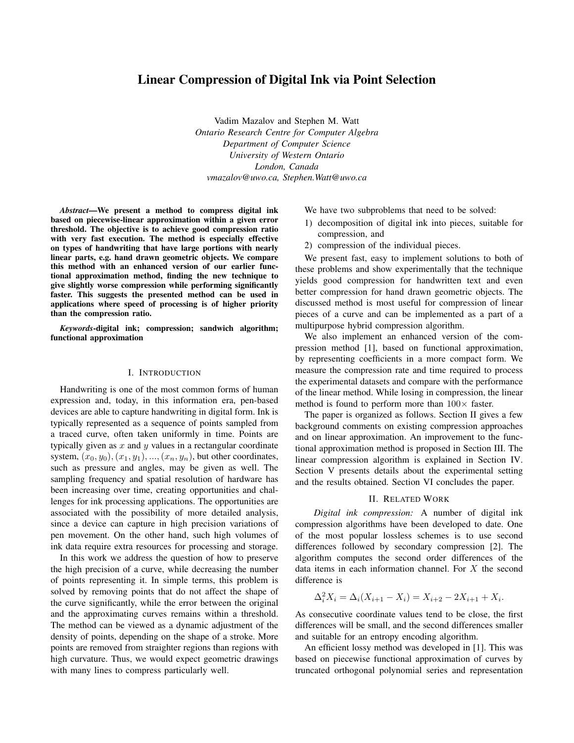# Linear Compression of Digital Ink via Point Selection

Vadim Mazalov and Stephen M. Watt

*Ontario Research Centre for Computer Algebra*
*Department of Computer Science*
*University of Western Ontario*
*London, Canada*
*vmazalov@uwo.ca, Stephen.Watt@uwo.ca*

***Abstract*—We present a method to compress digital ink based on piecewise-linear approximation within a given error threshold. The objective is to achieve good compression ratio with very fast execution. The method is especially effective on types of handwriting that have large portions with nearly linear parts, e.g. hand drawn geometric objects. We compare this method with an enhanced version of our earlier functional approximation method, finding the new technique to give slightly worse compression while performing significantly faster. This suggests the presented method can be used in applications where speed of processing is of higher priority than the compression ratio.**

***Keywords*-digital ink; compression; sandwich algorithm; functional approximation**

## I. Introduction

Handwriting is one of the most common forms of human expression and, today, in this information era, pen-based devices are able to capture handwriting in digital form. Ink is typically represented as a sequence of points sampled from a traced curve, often taken uniformly in time. Points are typically given as $x$ and $y$ values in a rectangular coordinate system, $(x_0, y_0), (x_1, y_1), ..., (x_n, y_n)$, but other coordinates, such as pressure and angles, may be given as well. The sampling frequency and spatial resolution of hardware has been increasing over time, creating opportunities and challenges for ink processing applications. The opportunities are associated with the possibility of more detailed analysis, since a device can capture in high precision variations of pen movement. On the other hand, such high volumes of ink data require extra resources for processing and storage.

In this work we address the question of how to preserve the high precision of a curve, while decreasing the number of points representing it. In simple terms, this problem is solved by removing points that do not affect the shape of the curve significantly, while the error between the original and the approximating curves remains within a threshold. The method can be viewed as a dynamic adjustment of the density of points, depending on the shape of a stroke. More points are removed from straighter regions than regions with high curvature. Thus, we would expect geometric drawings with many lines to compress particularly well.

We have two subproblems that need to be solved:

1) decomposition of digital ink into pieces, suitable for compression, and
2) compression of the individual pieces.

We present fast, easy to implement solutions to both of these problems and show experimentally that the technique yields good compression for handwritten text and even better compression for hand drawn geometric objects. The discussed method is most useful for compression of linear pieces of a curve and can be implemented as a part of a multipurpose hybrid compression algorithm.

We also implement an enhanced version of the compression method [1], based on functional approximation, by representing coefficients in a more compact form. We measure the compression rate and time required to process the experimental datasets and compare with the performance of the linear method. While losing in compression, the linear method is found to perform more than $100\times$ faster.

The paper is organized as follows. Section II gives a few background comments on existing compression approaches and on linear approximation. An improvement to the functional approximation method is proposed in Section III. The linear compression algorithm is explained in Section IV. Section V presents details about the experimental setting and the results obtained. Section VI concludes the paper.

## II. Related Work

*Digital ink compression:* A number of digital ink compression algorithms have been developed to date. One of the most popular lossless schemes is to use second differences followed by secondary compression [2]. The algorithm computes the second order differences of the data items in each information channel. For $X$ the second difference is

$$\Delta_i^2 X_i = \Delta_i(X_{i+1} - X_i) = X_{i+2} - 2X_{i+1} + X_i.$$

As consecutive coordinate values tend to be close, the first differences will be small, and the second differences smaller and suitable for an entropy encoding algorithm.

An efficient lossy method was developed in [1]. This was based on piecewise functional approximation of curves by truncated orthogonal polynomial series and representation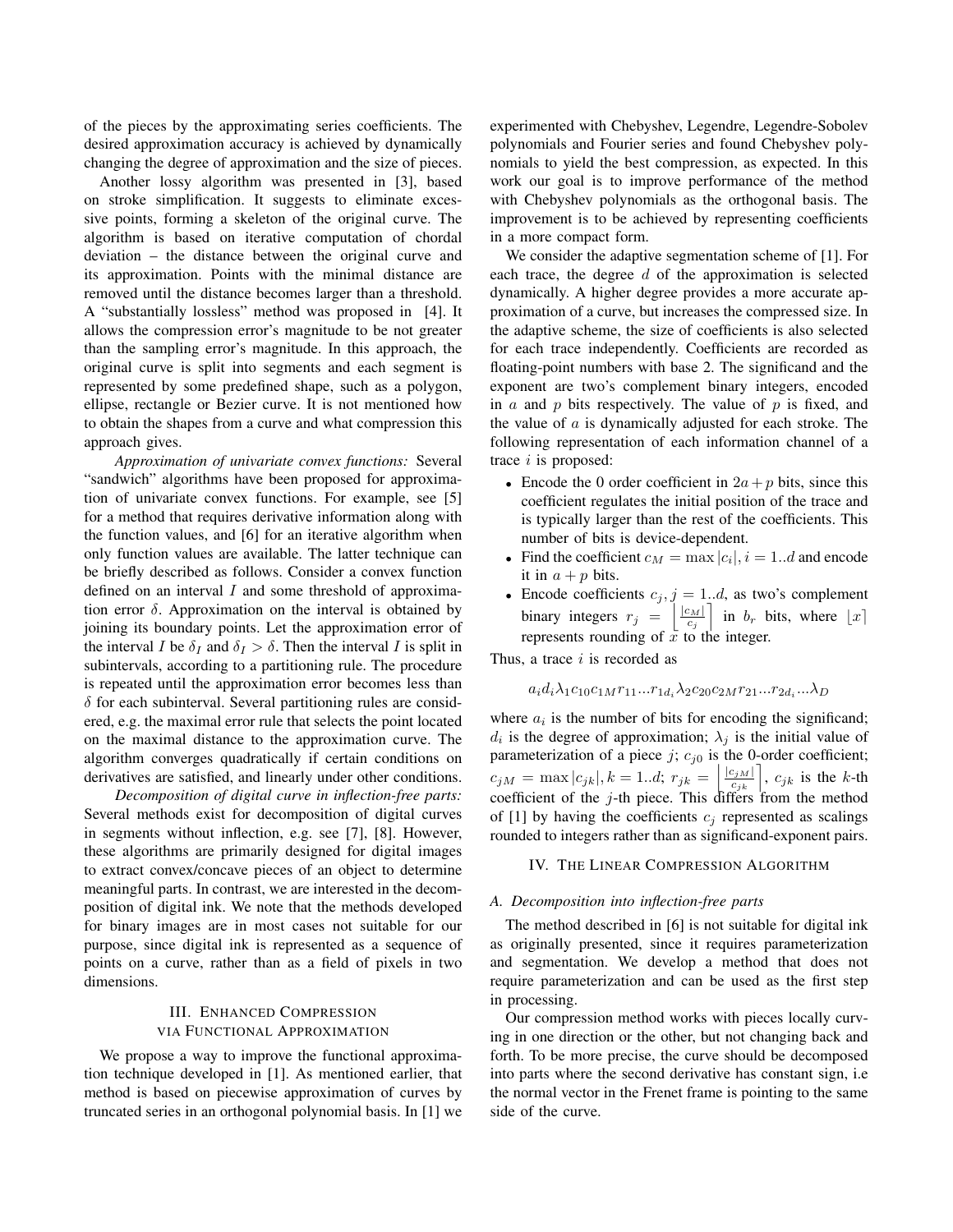of the pieces by the approximating series coefficients. The desired approximation accuracy is achieved by dynamically changing the degree of approximation and the size of pieces.

Another lossy algorithm was presented in [3], based on stroke simplification. It suggests to eliminate excessive points, forming a skeleton of the original curve. The algorithm is based on iterative computation of chordal deviation – the distance between the original curve and its approximation. Points with the minimal distance are removed until the distance becomes larger than a threshold. A "substantially lossless" method was proposed in [4]. It allows the compression error's magnitude to be not greater than the sampling error's magnitude. In this approach, the original curve is split into segments and each segment is represented by some predefined shape, such as a polygon, ellipse, rectangle or Bezier curve. It is not mentioned how to obtain the shapes from a curve and what compression this approach gives.

*Approximation of univariate convex functions:* Several "sandwich" algorithms have been proposed for approximation of univariate convex functions. For example, see [5] for a method that requires derivative information along with the function values, and [6] for an iterative algorithm when only function values are available. The latter technique can be briefly described as follows. Consider a convex function defined on an interval $I$ and some threshold of approximation error $\delta$. Approximation on the interval is obtained by joining its boundary points. Let the approximation error of the interval $I$ be $\delta_I$ and $\delta_I > \delta$. Then the interval $I$ is split in subintervals, according to a partitioning rule. The procedure is repeated until the approximation error becomes less than $\delta$ for each subinterval. Several partitioning rules are considered, e.g. the maximal error rule that selects the point located on the maximal distance to the approximation curve. The algorithm converges quadratically if certain conditions on derivatives are satisfied, and linearly under other conditions.

*Decomposition of digital curve in inflection-free parts:* Several methods exist for decomposition of digital curves in segments without inflection, e.g. see [7], [8]. However, these algorithms are primarily designed for digital images to extract convex/concave pieces of an object to determine meaningful parts. In contrast, we are interested in the decomposition of digital ink. We note that the methods developed for binary images are in most cases not suitable for our purpose, since digital ink is represented as a sequence of points on a curve, rather than as a field of pixels in two dimensions.

## III. Enhanced Compression via Functional Approximation

We propose a way to improve the functional approximation technique developed in [1]. As mentioned earlier, that method is based on piecewise approximation of curves by truncated series in an orthogonal polynomial basis. In [1] we experimented with Chebyshev, Legendre, Legendre-Sobolev polynomials and Fourier series and found Chebyshev polynomials to yield the best compression, as expected. In this work our goal is to improve performance of the method with Chebyshev polynomials as the orthogonal basis. The improvement is to be achieved by representing coefficients in a more compact form.

We consider the adaptive segmentation scheme of [1]. For each trace, the degree $d$ of the approximation is selected dynamically. A higher degree provides a more accurate approximation of a curve, but increases the compressed size. In the adaptive scheme, the size of coefficients is also selected for each trace independently. Coefficients are recorded as floating-point numbers with base 2. The significand and the exponent are two's complement binary integers, encoded in $a$ and $p$ bits respectively. The value of $p$ is fixed, and the value of $a$ is dynamically adjusted for each stroke. The following representation of each information channel of a trace $i$ is proposed:

- Encode the 0 order coefficient in $2a + p$ bits, since this coefficient regulates the initial position of the trace and is typically larger than the rest of the coefficients. This number of bits is device-dependent.
- Find the coefficient $c_M = \max |c_i|, i = 1..d$ and encode it in $a + p$ bits.
- Encode coefficients $c_j, j = 1..d$, as two's complement binary integers $r_j = \left\lfloor \frac{|c_M|}{c_j} \right\rceil$ in $b_r$ bits, where $\lfloor x \rceil$ represents rounding of $x$ to the integer.

Thus, a trace $i$ is recorded as

$$a_i d_i \lambda_1 c_{10} c_{1M} r_{11} ... r_{1d_i} \lambda_2 c_{20} c_{2M} r_{21} ... r_{2d_i} ... \lambda_D$$

where $a_i$ is the number of bits for encoding the significand; $d_i$ is the degree of approximation; $\lambda_j$ is the initial value of parameterization of a piece $j$; $c_{j0}$ is the 0-order coefficient; $c_{jM} = \max |c_{jk}|, k = 1..d$; $r_{jk} = \left\lfloor \frac{|c_{jM}|}{c_{jk}} \right\rceil$, $c_{jk}$ is the $k$-th coefficient of the $j$-th piece. This differs from the method of [1] by having the coefficients $c_j$ represented as scalings rounded to integers rather than as significand-exponent pairs.

## IV. The Linear Compression Algorithm

### A. Decomposition into inflection-free parts

The method described in [6] is not suitable for digital ink as originally presented, since it requires parameterization and segmentation. We develop a method that does not require parameterization and can be used as the first step in processing.

Our compression method works with pieces locally curving in one direction or the other, but not changing back and forth. To be more precise, the curve should be decomposed into parts where the second derivative has constant sign, i.e the normal vector in the Frenet frame is pointing to the same side of the curve.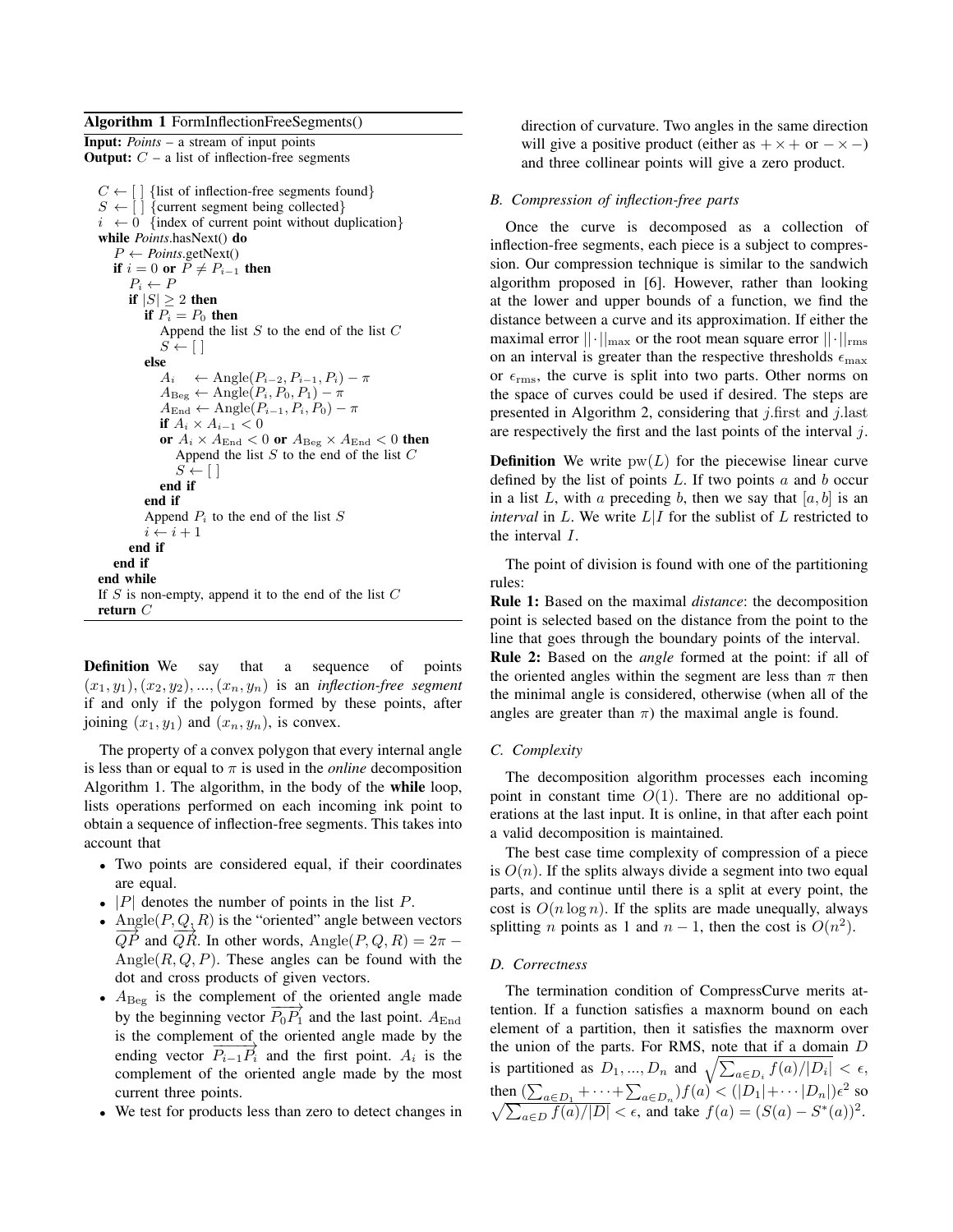**Algorithm 1** FormInflectionFreeSegments()

**Input:** *Points* – a stream of input points
**Output:** $C$ – a list of inflection-free segments

```
C ← [ ] {list of inflection-free segments found}
S ← [ ] {current segment being collected}
i ← 0  {index of current point without duplication}
while Points.hasNext() do
   P ← Points.getNext()
   if i = 0 or P ≠ P_{i−1} then
      P_i ← P
      if |S| ≥ 2 then
         if P_i = P_0 then
            Append the list S to the end of the list C
            S ← [ ]
         else
            A_i   ← Angle(P_{i−2}, P_{i−1}, P_i) − π
            A_Beg ← Angle(P_i, P_0, P_1) − π
            A_End ← Angle(P_{i−1}, P_i, P_0) − π
            if A_i × A_{i−1} < 0
            or A_i × A_End < 0 or A_Beg × A_End < 0 then
               Append the list S to the end of the list C
               S ← [ ]
            end if
         end if
         Append P_i to the end of the list S
         i ← i + 1
      end if
   end if
end while
If S is non-empty, append it to the end of the list C
return C
```

**Definition** We say that a sequence of points $(x_1, y_1), (x_2, y_2), ..., (x_n, y_n)$ is an *inflection-free segment* if and only if the polygon formed by these points, after joining $(x_1, y_1)$ and $(x_n, y_n)$, is convex.

The property of a convex polygon that every internal angle is less than or equal to $\pi$ is used in the *online* decomposition Algorithm 1. The algorithm, in the body of the **while** loop, lists operations performed on each incoming ink point to obtain a sequence of inflection-free segments. This takes into account that

- Two points are considered equal, if their coordinates are equal.
- $|P|$ denotes the number of points in the list $P$.
- $\text{Angle}(P, Q, R)$ is the "oriented" angle between vectors $\overrightarrow{QP}$ and $\overrightarrow{QR}$. In other words, $\text{Angle}(P, Q, R) = 2\pi - \text{Angle}(R, Q, P)$. These angles can be found with the dot and cross products of given vectors.
- $A_{\text{Beg}}$ is the complement of the oriented angle made by the beginning vector $\overrightarrow{P_0 P_1}$ and the last point. $A_{\text{End}}$ is the complement of the oriented angle made by the ending vector $\overrightarrow{P_{i-1} P_i}$ and the first point. $A_i$ is the complement of the oriented angle made by the most current three points.
- We test for products less than zero to detect changes in direction of curvature. Two angles in the same direction will give a positive product (either as $+ \times +$ or $- \times -$) and three collinear points will give a zero product.

### B. Compression of inflection-free parts

Once the curve is decomposed as a collection of inflection-free segments, each piece is a subject to compression. Our compression technique is similar to the sandwich algorithm proposed in [6]. However, rather than looking at the lower and upper bounds of a function, we find the distance between a curve and its approximation. If either the maximal error $||\cdot||_{\max}$ or the root mean square error $||\cdot||_{\text{rms}}$ on an interval is greater than the respective thresholds $\epsilon_{\max}$ or $\epsilon_{\text{rms}}$, the curve is split into two parts. Other norms on the space of curves could be used if desired. The steps are presented in Algorithm 2, considering that $j.\text{first}$ and $j.\text{last}$ are respectively the first and the last points of the interval $j$.

**Definition** We write $\text{pw}(L)$ for the piecewise linear curve defined by the list of points $L$. If two points $a$ and $b$ occur in a list $L$, with $a$ preceding $b$, then we say that $[a, b]$ is an *interval* in $L$. We write $L|I$ for the sublist of $L$ restricted to the interval $I$.

The point of division is found with one of the partitioning rules:

**Rule 1:** Based on the maximal *distance*: the decomposition point is selected based on the distance from the point to the line that goes through the boundary points of the interval.

**Rule 2:** Based on the *angle* formed at the point: if all of the oriented angles within the segment are less than $\pi$ then the minimal angle is considered, otherwise (when all of the angles are greater than $\pi$) the maximal angle is found.

### C. Complexity

The decomposition algorithm processes each incoming point in constant time $O(1)$. There are no additional operations at the last input. It is online, in that after each point a valid decomposition is maintained.

The best case time complexity of compression of a piece is $O(n)$. If the splits always divide a segment into two equal parts, and continue until there is a split at every point, the cost is $O(n \log n)$. If the splits are made unequally, always splitting $n$ points as 1 and $n - 1$, then the cost is $O(n^2)$.

### D. Correctness

The termination condition of CompressCurve merits attention. If a function satisfies a maxnorm bound on each element of a partition, then it satisfies the maxnorm over the union of the parts. For RMS, note that if a domain $D$ is partitioned as $D_1, ..., D_n$ and $\sqrt{\sum_{a \in D_i} f(a)/|D_i|} < \epsilon$, then $(\sum_{a \in D_1} + \cdots + \sum_{a \in D_n}) f(a) < (|D_1| + \cdots |D_n|)\epsilon^2$ so $\sqrt{\sum_{a \in D} f(a)/|D|} < \epsilon$, and take $f(a) = (S(a) - S^*(a))^2$.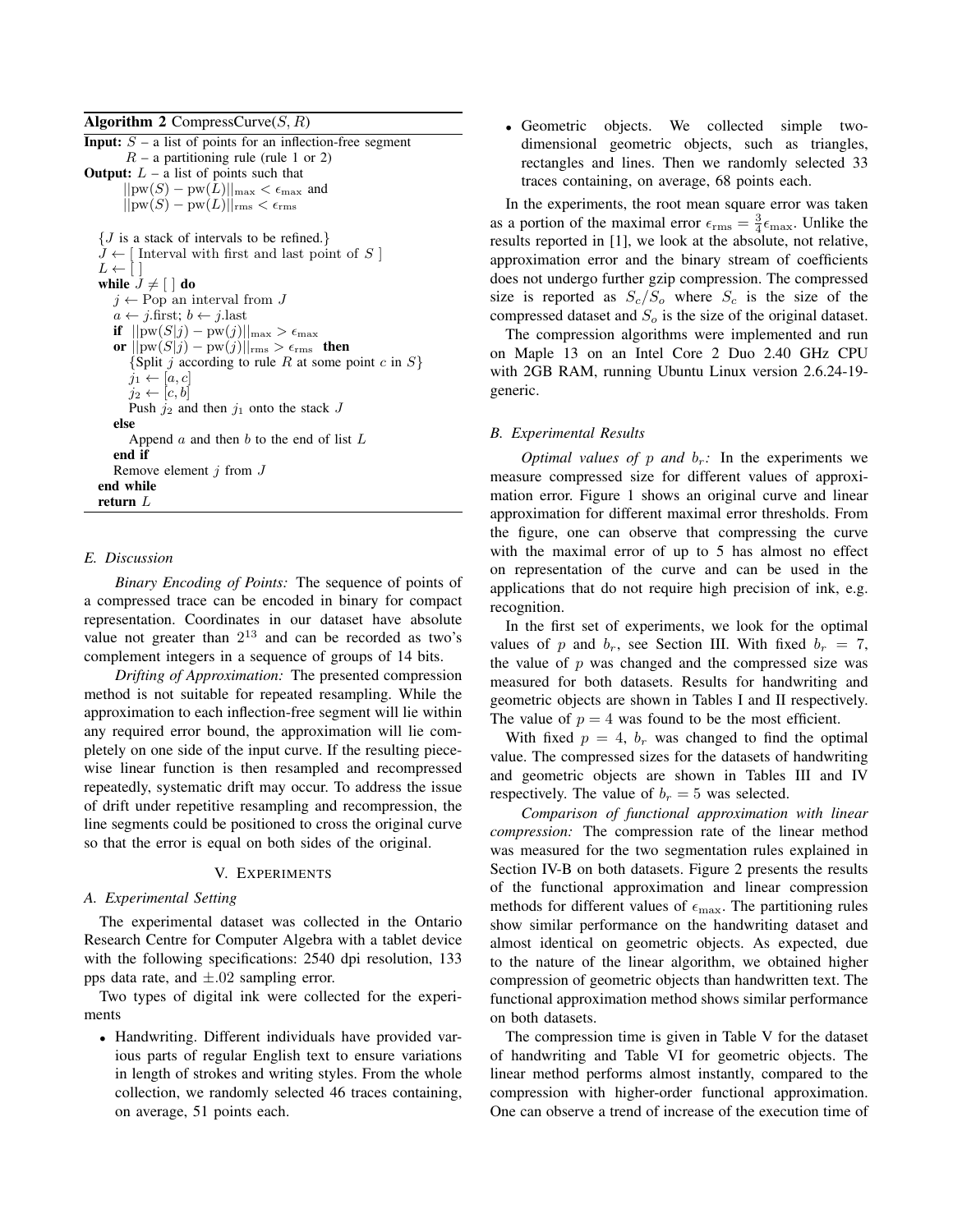**Algorithm 2** CompressCurve($S$, $R$)

```
Input: S – a list of points for an inflection-free segment
       R – a partitioning rule (rule 1 or 2)
Output: L – a list of points such that
       ||pw(S) − pw(L)||_max < ε_max and
       ||pw(S) − pw(L)||_rms < ε_rms

  {J is a stack of intervals to be refined.}
  J ← [ Interval with first and last point of S ]
  L ← [ ]
  while J ≠ [ ] do
    j ← Pop an interval from J
    a ← j.first; b ← j.last
    if ||pw(S|j) − pw(j)||_max > ε_max
    or ||pw(S|j) − pw(j)||_rms > ε_rms then
      {Split j according to rule R at some point c in S}
      j1 ← [a, c]
      j2 ← [c, b]
      Push j2 and then j1 onto the stack J
    else
      Append a and then b to the end of list L
    end if
    Remove element j from J
  end while
  return L
```

### E. Discussion

*Binary Encoding of Points:* The sequence of points of a compressed trace can be encoded in binary for compact representation. Coordinates in our dataset have absolute value not greater than $2^{13}$ and can be recorded as two's complement integers in a sequence of groups of 14 bits.

*Drifting of Approximation:* The presented compression method is not suitable for repeated resampling. While the approximation to each inflection-free segment will lie within any required error bound, the approximation will lie completely on one side of the input curve. If the resulting piecewise linear function is then resampled and recompressed repeatedly, systematic drift may occur. To address the issue of drift under repetitive resampling and recompression, the line segments could be positioned to cross the original curve so that the error is equal on both sides of the original.

## V. Experiments

### A. Experimental Setting

The experimental dataset was collected in the Ontario Research Centre for Computer Algebra with a tablet device with the following specifications: 2540 dpi resolution, 133 pps data rate, and $\pm .02$ sampling error.

Two types of digital ink were collected for the experiments

- Handwriting. Different individuals have provided various parts of regular English text to ensure variations in length of strokes and writing styles. From the whole collection, we randomly selected 46 traces containing, on average, 51 points each.
- Geometric objects. We collected simple two-dimensional geometric objects, such as triangles, rectangles and lines. Then we randomly selected 33 traces containing, on average, 68 points each.

In the experiments, the root mean square error was taken as a portion of the maximal error $\epsilon_{\text{rms}} = \frac{3}{4}\epsilon_{\max}$. Unlike the results reported in [1], we look at the absolute, not relative, approximation error and the binary stream of coefficients does not undergo further gzip compression. The compressed size is reported as $S_c/S_o$ where $S_c$ is the size of the compressed dataset and $S_o$ is the size of the original dataset.

The compression algorithms were implemented and run on Maple 13 on an Intel Core 2 Duo 2.40 GHz CPU with 2GB RAM, running Ubuntu Linux version 2.6.24-19-generic.

### B. Experimental Results

*Optimal values of $p$ and $b_r$:* In the experiments we measure compressed size for different values of approximation error. Figure 1 shows an original curve and linear approximation for different maximal error thresholds. From the figure, one can observe that compressing the curve with the maximal error of up to 5 has almost no effect on representation of the curve and can be used in the applications that do not require high precision of ink, e.g. recognition.

In the first set of experiments, we look for the optimal values of $p$ and $b_r$, see Section III. With fixed $b_r = 7$, the value of $p$ was changed and the compressed size was measured for both datasets. Results for handwriting and geometric objects are shown in Tables I and II respectively. The value of $p = 4$ was found to be the most efficient.

With fixed $p = 4$, $b_r$ was changed to find the optimal value. The compressed sizes for the datasets of handwriting and geometric objects are shown in Tables III and IV respectively. The value of $b_r = 5$ was selected.

*Comparison of functional approximation with linear compression:* The compression rate of the linear method was measured for the two segmentation rules explained in Section IV-B on both datasets. Figure 2 presents the results of the functional approximation and linear compression methods for different values of $\epsilon_{\max}$. The partitioning rules show similar performance on the handwriting dataset and almost identical on geometric objects. As expected, due to the nature of the linear algorithm, we obtained higher compression of geometric objects than handwritten text. The functional approximation method shows similar performance on both datasets.

The compression time is given in Table V for the dataset of handwriting and Table VI for geometric objects. The linear method performs almost instantly, compared to the compression with higher-order functional approximation. One can observe a trend of increase of the execution time of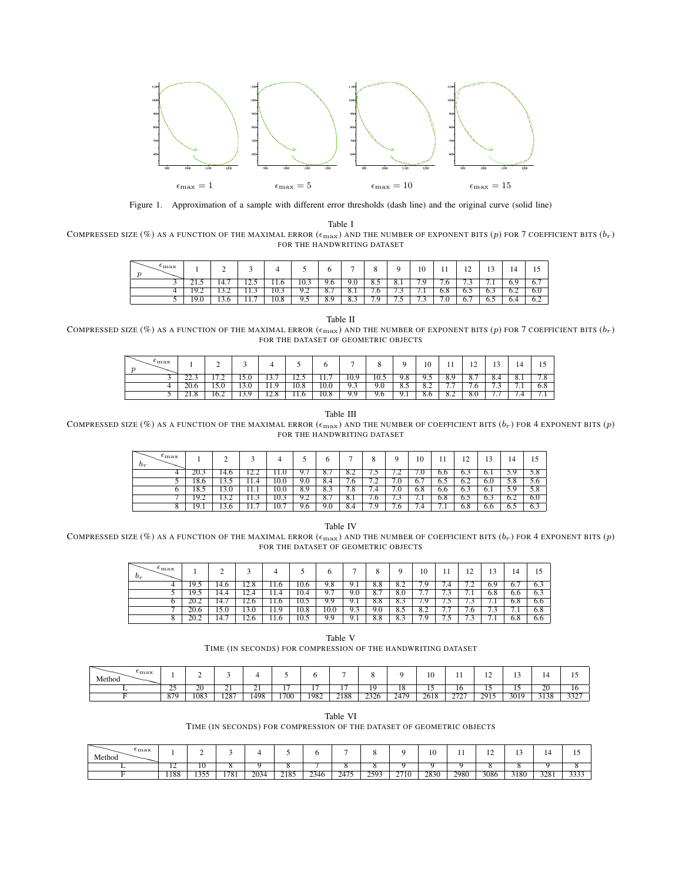$\epsilon_{\max} = 1$ $\epsilon_{\max} = 5$ $\epsilon_{\max} = 10$ $\epsilon_{\max} = 15$

Figure 1. Approximation of a sample with different error thresholds (dash line) and the original curve (solid line)

Table I
COMPRESSED SIZE (%) AS A FUNCTION OF THE MAXIMAL ERROR ($\epsilon_{\max}$) AND THE NUMBER OF EXPONENT BITS ($p$) FOR 7 COEFFICIENT BITS ($b_r$) FOR THE HANDWRITING DATASET

| $p$ \ $\epsilon_{\max}$ | 1 | 2 | 3 | 4 | 5 | 6 | 7 | 8 | 9 | 10 | 11 | 12 | 13 | 14 | 15 |
|---|---|---|---|---|---|---|---|---|---|---|---|---|---|---|---|
| 3 | 21.5 | 14.7 | 12.5 | 11.6 | 10.3 | 9.6 | 9.0 | 8.5 | 8.1 | 7.9 | 7.6 | 7.3 | 7.1 | 6.9 | 6.7 |
| 4 | 19.2 | 13.2 | 11.3 | 10.3 | 9.2 | 8.7 | 8.1 | 7.6 | 7.3 | 7.1 | 6.8 | 6.5 | 6.3 | 6.2 | 6.0 |
| 5 | 19.0 | 13.6 | 11.7 | 10.8 | 9.5 | 8.9 | 8.3 | 7.9 | 7.5 | 7.3 | 7.0 | 6.7 | 6.5 | 6.4 | 6.2 |

Table II
COMPRESSED SIZE (%) AS A FUNCTION OF THE MAXIMAL ERROR ($\epsilon_{\max}$) AND THE NUMBER OF EXPONENT BITS ($p$) FOR 7 COEFFICIENT BITS ($b_r$) FOR THE DATASET OF GEOMETRIC OBJECTS

| $p$ \ $\epsilon_{\max}$ | 1 | 2 | 3 | 4 | 5 | 6 | 7 | 8 | 9 | 10 | 11 | 12 | 13 | 14 | 15 |
|---|---|---|---|---|---|---|---|---|---|---|---|---|---|---|---|
| 3 | 22.3 | 17.2 | 15.0 | 13.7 | 12.5 | 11.7 | 10.9 | 10.5 | 9.8 | 9.5 | 8.9 | 8.7 | 8.4 | 8.1 | 7.8 |
| 4 | 20.6 | 15.0 | 13.0 | 11.9 | 10.8 | 10.0 | 9.3 | 9.0 | 8.5 | 8.2 | 7.7 | 7.6 | 7.3 | 7.1 | 6.8 |
| 5 | 21.8 | 16.2 | 13.9 | 12.8 | 11.6 | 10.8 | 9.9 | 9.6 | 9.1 | 8.6 | 8.2 | 8.0 | 7.7 | 7.4 | 7.1 |

Table III
COMPRESSED SIZE (%) AS A FUNCTION OF THE MAXIMAL ERROR ($\epsilon_{\max}$) AND THE NUMBER OF COEFFICIENT BITS ($b_r$) FOR 4 EXPONENT BITS ($p$) FOR THE HANDWRITING DATASET

| $b_r$ \ $\epsilon_{\max}$ | 1 | 2 | 3 | 4 | 5 | 6 | 7 | 8 | 9 | 10 | 11 | 12 | 13 | 14 | 15 |
|---|---|---|---|---|---|---|---|---|---|---|---|---|---|---|---|
| 4 | 20.3 | 14.6 | 12.2 | 11.0 | 9.7 | 8.7 | 8.2 | 7.5 | 7.2 | 7.0 | 6.6 | 6.3 | 6.1 | 5.9 | 5.8 |
| 5 | 18.6 | 13.5 | 11.4 | 10.0 | 9.0 | 8.4 | 7.6 | 7.2 | 7.0 | 6.7 | 6.5 | 6.2 | 6.0 | 5.8 | 5.6 |
| 6 | 18.5 | 13.0 | 11.1 | 10.0 | 8.9 | 8.3 | 7.8 | 7.4 | 7.0 | 6.8 | 6.6 | 6.3 | 6.1 | 5.9 | 5.8 |
| 7 | 19.2 | 13.2 | 11.3 | 10.3 | 9.2 | 8.7 | 8.1 | 7.6 | 7.3 | 7.1 | 6.8 | 6.5 | 6.3 | 6.2 | 6.0 |
| 8 | 19.1 | 13.6 | 11.7 | 10.7 | 9.6 | 9.0 | 8.4 | 7.9 | 7.6 | 7.4 | 7.1 | 6.8 | 6.6 | 6.5 | 6.3 |

Table IV
COMPRESSED SIZE (%) AS A FUNCTION OF THE MAXIMAL ERROR ($\epsilon_{\max}$) AND THE NUMBER OF COEFFICIENT BITS ($b_r$) FOR 4 EXPONENT BITS ($p$) FOR THE DATASET OF GEOMETRIC OBJECTS

| $b_r$ \ $\epsilon_{\max}$ | 1 | 2 | 3 | 4 | 5 | 6 | 7 | 8 | 9 | 10 | 11 | 12 | 13 | 14 | 15 |
|---|---|---|---|---|---|---|---|---|---|---|---|---|---|---|---|
| 4 | 19.5 | 14.6 | 12.8 | 11.6 | 10.6 | 9.8 | 9.1 | 8.8 | 8.2 | 7.9 | 7.4 | 7.2 | 6.9 | 6.7 | 6.3 |
| 5 | 19.5 | 14.4 | 12.4 | 11.4 | 10.4 | 9.7 | 9.0 | 8.7 | 8.0 | 7.7 | 7.3 | 7.1 | 6.8 | 6.6 | 6.3 |
| 6 | 20.2 | 14.7 | 12.6 | 11.6 | 10.5 | 9.9 | 9.1 | 8.8 | 8.3 | 7.9 | 7.5 | 7.3 | 7.1 | 6.8 | 6.6 |
| 7 | 20.6 | 15.0 | 13.0 | 11.9 | 10.8 | 10.0 | 9.3 | 9.0 | 8.5 | 8.2 | 7.7 | 7.6 | 7.3 | 7.1 | 6.8 |
| 8 | 20.2 | 14.7 | 12.6 | 11.6 | 10.5 | 9.9 | 9.1 | 8.8 | 8.3 | 7.9 | 7.5 | 7.3 | 7.1 | 6.8 | 6.6 |

Table V
TIME (IN SECONDS) FOR COMPRESSION OF THE HANDWRITING DATASET

| Method \ $\epsilon_{\max}$ | 1 | 2 | 3 | 4 | 5 | 6 | 7 | 8 | 9 | 10 | 11 | 12 | 13 | 14 | 15 |
|---|---|---|---|---|---|---|---|---|---|---|---|---|---|---|---|
| L | 25 | 20 | 21 | 21 | 17 | 17 | 17 | 19 | 18 | 15 | 16 | 15 | 15 | 20 | 16 |
| F | 879 | 1083 | 1287 | 1498 | 1700 | 1982 | 2188 | 2326 | 2479 | 2618 | 2727 | 2915 | 3019 | 3138 | 3327 |

Table VI
TIME (IN SECONDS) FOR COMPRESSION OF THE DATASET OF GEOMETRIC OBJECTS

| Method \ $\epsilon_{\max}$ | 1 | 2 | 3 | 4 | 5 | 6 | 7 | 8 | 9 | 10 | 11 | 12 | 13 | 14 | 15 |
|---|---|---|---|---|---|---|---|---|---|---|---|---|---|---|---|
| L | 12 | 10 | 8 | 9 | 8 | 7 | 8 | 8 | 9 | 9 | 9 | 8 | 8 | 9 | 8 |
| F | 1188 | 1355 | 1781 | 2034 | 2185 | 2346 | 2475 | 2593 | 2710 | 2830 | 2980 | 3086 | 3180 | 3281 | 3333 |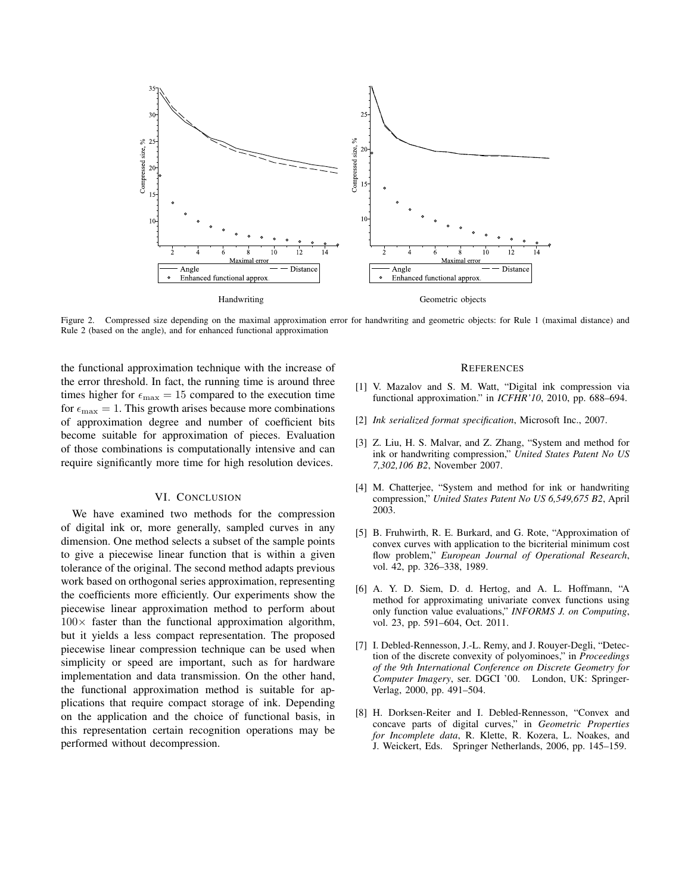35
30
25
20
15
10
2 4 6 8 10 12 14
Compressed size, %
Maximal error
Angle — — Distance
Enhanced functional approx.

Handwriting

25
20
15
10
2 4 6 8 10 12 14
Compressed size, %
Maximal error
Angle — — Distance
Enhanced functional approx.

Geometric objects

Figure 2. Compressed size depending on the maximal approximation error for handwriting and geometric objects: for Rule 1 (maximal distance) and Rule 2 (based on the angle), and for enhanced functional approximation

the functional approximation technique with the increase of the error threshold. In fact, the running time is around three times higher for $\epsilon_{\max} = 15$ compared to the execution time for $\epsilon_{\max} = 1$. This growth arises because more combinations of approximation degree and number of coefficient bits become suitable for approximation of pieces. Evaluation of those combinations is computationally intensive and can require significantly more time for high resolution devices.

## VI. Conclusion

We have examined two methods for the compression of digital ink or, more generally, sampled curves in any dimension. One method selects a subset of the sample points to give a piecewise linear function that is within a given tolerance of the original. The second method adapts previous work based on orthogonal series approximation, representing the coefficients more efficiently. Our experiments show the piecewise linear approximation method to perform about $100\times$ faster than the functional approximation algorithm, but it yields a less compact representation. The proposed piecewise linear compression technique can be used when simplicity or speed are important, such as for hardware implementation and data transmission. On the other hand, the functional approximation method is suitable for applications that require compact storage of ink. Depending on the application and the choice of functional basis, in this representation certain recognition operations may be performed without decompression.

## References

[1] V. Mazalov and S. M. Watt, "Digital ink compression via functional approximation." in *ICFHR'10*, 2010, pp. 688–694.

[2] *Ink serialized format specification*, Microsoft Inc., 2007.

[3] Z. Liu, H. S. Malvar, and Z. Zhang, "System and method for ink or handwriting compression," *United States Patent No US 7,302,106 B2*, November 2007.

[4] M. Chatterjee, "System and method for ink or handwriting compression," *United States Patent No US 6,549,675 B2*, April 2003.

[5] B. Fruhwirth, R. E. Burkard, and G. Rote, "Approximation of convex curves with application to the bicriterial minimum cost flow problem," *European Journal of Operational Research*, vol. 42, pp. 326–338, 1989.

[6] A. Y. D. Siem, D. d. Hertog, and A. L. Hoffmann, "A method for approximating univariate convex functions using only function value evaluations," *INFORMS J. on Computing*, vol. 23, pp. 591–604, Oct. 2011.

[7] I. Debled-Rennesson, J.-L. Remy, and J. Rouyer-Degli, "Detection of the discrete convexity of polyominoes," in *Proceedings of the 9th International Conference on Discrete Geometry for Computer Imagery*, ser. DGCI '00. London, UK: Springer-Verlag, 2000, pp. 491–504.

[8] H. Dorksen-Reiter and I. Debled-Rennesson, "Convex and concave parts of digital curves," in *Geometric Properties for Incomplete data*, R. Klette, R. Kozera, L. Noakes, and J. Weickert, Eds. Springer Netherlands, 2006, pp. 145–159.